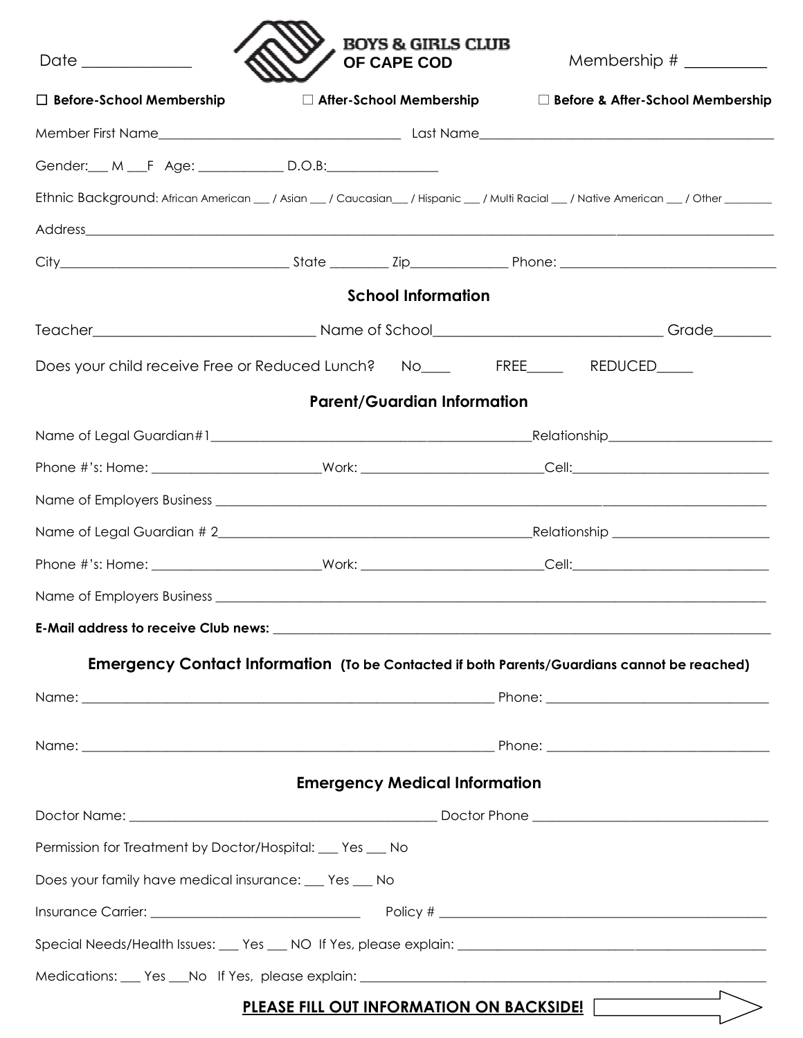Date _____________ **BOYS & GIRLS CLUB OF CAPE COD** Membership # _________

☐ **Before-School Membership** ☐ **After-School Membership** ☐ **Before & After-School Membership**

Member First Name___________________________________ Last Name___________________________________________

Gender:___ M ___F Age: ____________ D.O.B:________________

Ethnic Background: African American ___ / Asian ___ / Caucasian___ / Hispanic ___ / Multi Racial ___ / Native American ___ / Other ________

Address___________________________________________________________________________________________________

City________________________________ State ________ Zip______________ Phone: ______________________________

## School Information

Teacher______________________________ Name of School_______________________________ Grade_______

Does your child receive Free or Reduced Lunch? No____ FREE_____ REDUCED_____

## Parent/Guardian Information

Name of Legal Guardian#1_____________________________________________Relationship_______________________

Phone #'s: Home: ________________________Work: _________________________Cell:____________________________

Name of Employers Business ________________________________________________________________________________

Name of Legal Guardian # 2____________________________________________Relationship ______________________

Phone #'s: Home: ________________________Work: _________________________Cell:____________________________

Name of Employers Business ________________________________________________________________________________

**E-Mail address to receive Club news:** _______________________________________________________________________

## Emergency Contact Information (To be Contacted if both Parents/Guardians cannot be reached)

Name: ___________________________________________________________ Phone: _______________________________

Name: ___________________________________________________________ Phone: _______________________________

## Emergency Medical Information

Doctor Name: ____________________________________________ Doctor Phone _________________________________

Permission for Treatment by Doctor/Hospital: ___ Yes ___ No

Does your family have medical insurance: ___ Yes ___ No

Insurance Carrier: ______________________________ Policy # ______________________________________________

Special Needs/Health Issues: ___ Yes ___ NO If Yes, please explain: ___________________________________________

Medications: ___ Yes ___No If Yes, please explain: _____________________________________________________

**PLEASE FILL OUT INFORMATION ON BACKSIDE!**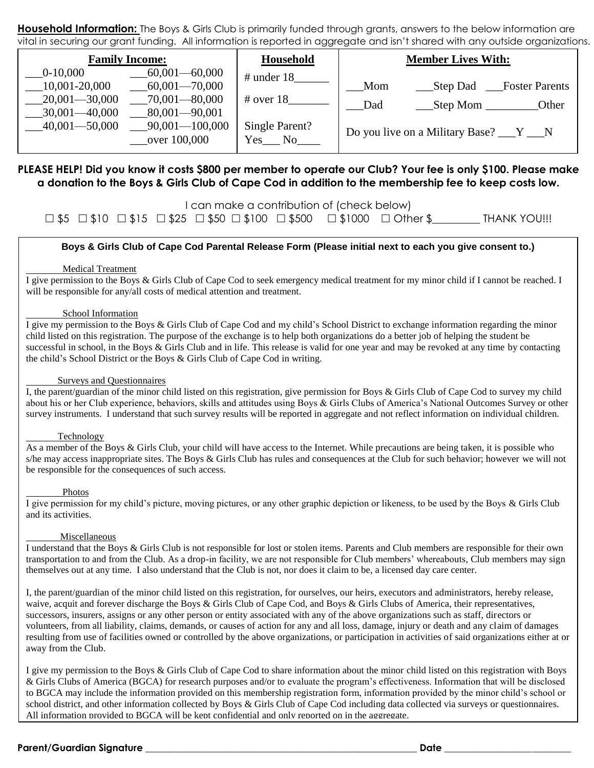**Household Information:** The Boys & Girls Club is primarily funded through grants, answers to the below information are vital in securing our grant funding. All information is reported in aggregate and isn't shared with any outside organizations.

| **Family Income:** | | **Household** | **Member Lives With:** |
|---|---|---|---|
| ___0-10,000 | ___60,001—60,000 | # under 18______ | ___Mom ___Step Dad ___Foster Parents |
| ___10,001-20,000 | ___60,001—70,000 | # over 18_______ | ___Dad ___Step Mom _________Other |
| ___20,001—30,000 | ___70,001—80,000 | Single Parent? | Do you live on a Military Base? ___Y ___N |
| ___30,001—40,000 | ___80,001—90,001 | Yes___ No____ | |
| ___40,001—50,000 | ___90,001—100,000 | | |
| | ___over 100,000 | | |

**PLEASE HELP! Did you know it costs $800 per member to operate our Club? Your fee is only $100. Please make a donation to the Boys & Girls Club of Cape Cod in addition to the membership fee to keep costs low.**

I can make a contribution of (check below)

☐ $5 ☐ $10 ☐ $15 ☐ $25 ☐ $50 ☐ $100 ☐ $500 ☐ $1000 ☐ Other $_________ THANK YOU!!!

**Boys & Girls Club of Cape Cod Parental Release Form (Please initial next to each you give consent to.)**

________ Medical Treatment

I give permission to the Boys & Girls Club of Cape Cod to seek emergency medical treatment for my minor child if I cannot be reached. I will be responsible for any/all costs of medical attention and treatment.

________ School Information

I give my permission to the Boys & Girls Club of Cape Cod and my child's School District to exchange information regarding the minor child listed on this registration. The purpose of the exchange is to help both organizations do a better job of helping the student be successful in school, in the Boys & Girls Club and in life. This release is valid for one year and may be revoked at any time by contacting the child's School District or the Boys & Girls Club of Cape Cod in writing.

________ Surveys and Questionnaires

I, the parent/guardian of the minor child listed on this registration, give permission for Boys & Girls Club of Cape Cod to survey my child about his or her Club experience, behaviors, skills and attitudes using Boys & Girls Clubs of America's National Outcomes Survey or other survey instruments. I understand that such survey results will be reported in aggregate and not reflect information on individual children.

________ Technology

As a member of the Boys & Girls Club, your child will have access to the Internet. While precautions are being taken, it is possible who s/he may access inappropriate sites. The Boys & Girls Club has rules and consequences at the Club for such behavior; however we will not be responsible for the consequences of such access.

________ Photos

I give permission for my child's picture, moving pictures, or any other graphic depiction or likeness, to be used by the Boys & Girls Club and its activities.

________ Miscellaneous

I understand that the Boys & Girls Club is not responsible for lost or stolen items. Parents and Club members are responsible for their own transportation to and from the Club. As a drop-in facility, we are not responsible for Club members' whereabouts, Club members may sign themselves out at any time. I also understand that the Club is not, nor does it claim to be, a licensed day care center.

I, the parent/guardian of the minor child listed on this registration, for ourselves, our heirs, executors and administrators, hereby release, waive, acquit and forever discharge the Boys & Girls Club of Cape Cod, and Boys & Girls Clubs of America, their representatives, successors, insurers, assigns or any other person or entity associated with any of the above organizations such as staff, directors or volunteers, from all liability, claims, demands, or causes of action for any and all loss, damage, injury or death and any claim of damages resulting from use of facilities owned or controlled by the above organizations, or participation in activities of said organizations either at or away from the Club.

I give my permission to the Boys & Girls Club of Cape Cod to share information about the minor child listed on this registration with Boys & Girls Clubs of America (BGCA) for research purposes and/or to evaluate the program's effectiveness. Information that will be disclosed to BGCA may include the information provided on this membership registration form, information provided by the minor child's school or school district, and other information collected by Boys & Girls Club of Cape Cod including data collected via surveys or questionnaires. All information provided to BGCA will be kept confidential and only reported on in the aggregate.

**Parent/Guardian Signature** ____________________________________________________________ **Date** ___________________________